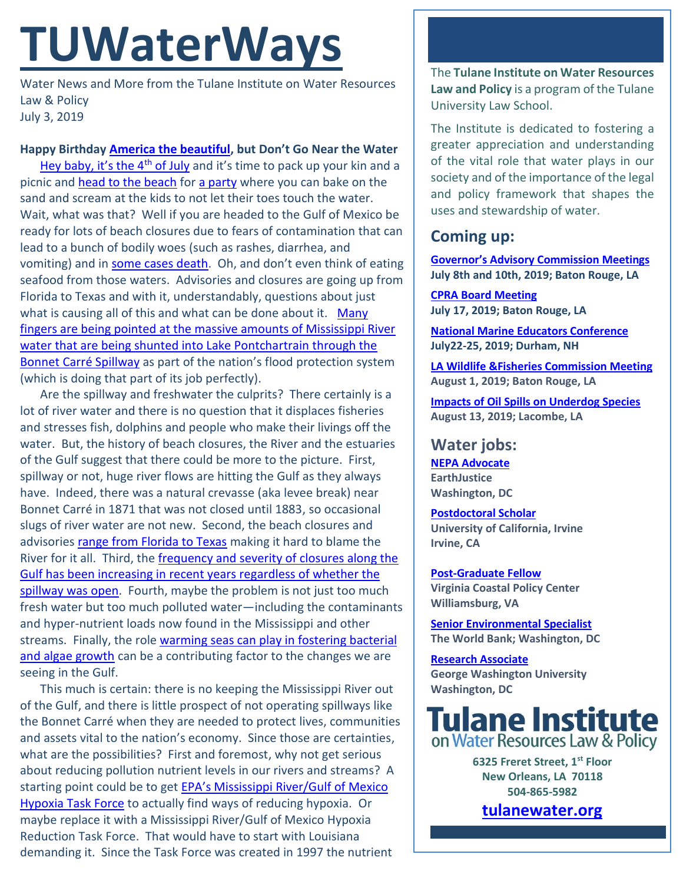# TUWaterWays

Water News and More from the Tulane Institute on Water Resources Law & Policy
July 3, 2019

**Happy Birthday America the beautiful, but Don't Go Near the Water**

Hey baby, it's the 4th of July and it's time to pack up your kin and a picnic and head to the beach for a party where you can bake on the sand and scream at the kids to not let their toes touch the water. Wait, what was that? Well if you are headed to the Gulf of Mexico be ready for lots of beach closures due to fears of contamination that can lead to a bunch of bodily woes (such as rashes, diarrhea, and vomiting) and in some cases death. Oh, and don't even think of eating seafood from those waters. Advisories and closures are going up from Florida to Texas and with it, understandably, questions about just what is causing all of this and what can be done about it. Many fingers are being pointed at the massive amounts of Mississippi River water that are being shunted into Lake Pontchartrain through the Bonnet Carré Spillway as part of the nation's flood protection system (which is doing that part of its job perfectly).

Are the spillway and freshwater the culprits? There certainly is a lot of river water and there is no question that it displaces fisheries and stresses fish, dolphins and people who make their livings off the water. But, the history of beach closures, the River and the estuaries of the Gulf suggest that there could be more to the picture. First, spillway or not, huge river flows are hitting the Gulf as they always have. Indeed, there was a natural crevasse (aka levee break) near Bonnet Carré in 1871 that was not closed until 1883, so occasional slugs of river water are not new. Second, the beach closures and advisories range from Florida to Texas making it hard to blame the River for it all. Third, the frequency and severity of closures along the Gulf has been increasing in recent years regardless of whether the spillway was open. Fourth, maybe the problem is not just too much fresh water but too much polluted water—including the contaminants and hyper-nutrient loads now found in the Mississippi and other streams. Finally, the role warming seas can play in fostering bacterial and algae growth can be a contributing factor to the changes we are seeing in the Gulf.

This much is certain: there is no keeping the Mississippi River out of the Gulf, and there is little prospect of not operating spillways like the Bonnet Carré when they are needed to protect lives, communities and assets vital to the nation's economy. Since those are certainties, what are the possibilities? First and foremost, why not get serious about reducing pollution nutrient levels in our rivers and streams? A starting point could be to get EPA's Mississippi River/Gulf of Mexico Hypoxia Task Force to actually find ways of reducing hypoxia. Or maybe replace it with a Mississippi River/Gulf of Mexico Hypoxia Reduction Task Force. That would have to start with Louisiana demanding it. Since the Task Force was created in 1997 the nutrient

The **Tulane Institute on Water Resources Law and Policy** is a program of the Tulane University Law School.

The Institute is dedicated to fostering a greater appreciation and understanding of the vital role that water plays in our society and of the importance of the legal and policy framework that shapes the uses and stewardship of water.

## Coming up:

**Governor's Advisory Commission Meetings**
**July 8th and 10th, 2019; Baton Rouge, LA**

**CPRA Board Meeting**
**July 17, 2019; Baton Rouge, LA**

**National Marine Educators Conference**
**July22-25, 2019; Durham, NH**

**LA Wildlife &Fisheries Commission Meeting**
**August 1, 2019; Baton Rouge, LA**

**Impacts of Oil Spills on Underdog Species**
**August 13, 2019; Lacombe, LA**

## Water jobs:

**NEPA Advocate**
**EarthJustice**
**Washington, DC**

**Postdoctoral Scholar**
**University of California, Irvine**
**Irvine, CA**

**Post-Graduate Fellow**
**Virginia Coastal Policy Center**
**Williamsburg, VA**

**Senior Environmental Specialist**
**The World Bank; Washington, DC**

**Research Associate**
**George Washington University**
**Washington, DC**

**Tulane Institute on Water Resources Law & Policy**

**6325 Freret Street, 1st Floor**
**New Orleans, LA 70118**
**504-865-5982**

**tulanewater.org**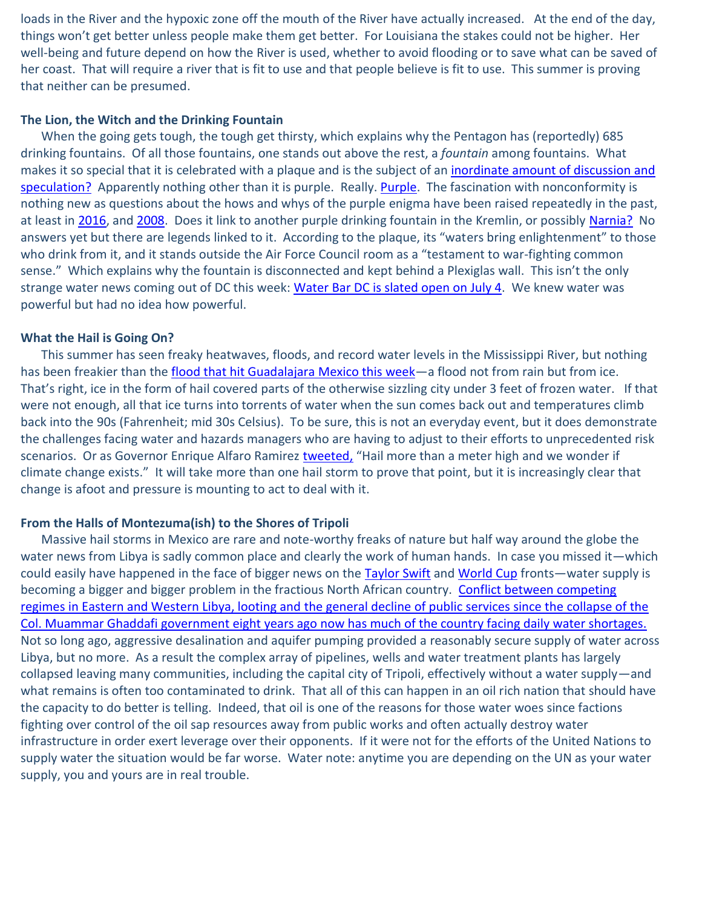loads in the River and the hypoxic zone off the mouth of the River have actually increased. At the end of the day, things won't get better unless people make them get better. For Louisiana the stakes could not be higher. Her well-being and future depend on how the River is used, whether to avoid flooding or to save what can be saved of her coast. That will require a river that is fit to use and that people believe is fit to use. This summer is proving that neither can be presumed.

**The Lion, the Witch and the Drinking Fountain**

When the going gets tough, the tough get thirsty, which explains why the Pentagon has (reportedly) 685 drinking fountains. Of all those fountains, one stands out above the rest, a *fountain* among fountains. What makes it so special that it is celebrated with a plaque and is the subject of an inordinate amount of discussion and speculation? Apparently nothing other than it is purple. Really. Purple. The fascination with nonconformity is nothing new as questions about the hows and whys of the purple enigma have been raised repeatedly in the past, at least in 2016, and 2008. Does it link to another purple drinking fountain in the Kremlin, or possibly Narnia? No answers yet but there are legends linked to it. According to the plaque, its "waters bring enlightenment" to those who drink from it, and it stands outside the Air Force Council room as a "testament to war-fighting common sense." Which explains why the fountain is disconnected and kept behind a Plexiglas wall. This isn't the only strange water news coming out of DC this week: Water Bar DC is slated open on July 4. We knew water was powerful but had no idea how powerful.

**What the Hail is Going On?**

This summer has seen freaky heatwaves, floods, and record water levels in the Mississippi River, but nothing has been freakier than the flood that hit Guadalajara Mexico this week—a flood not from rain but from ice. That's right, ice in the form of hail covered parts of the otherwise sizzling city under 3 feet of frozen water. If that were not enough, all that ice turns into torrents of water when the sun comes back out and temperatures climb back into the 90s (Fahrenheit; mid 30s Celsius). To be sure, this is not an everyday event, but it does demonstrate the challenges facing water and hazards managers who are having to adjust to their efforts to unprecedented risk scenarios. Or as Governor Enrique Alfaro Ramirez tweeted, "Hail more than a meter high and we wonder if climate change exists." It will take more than one hail storm to prove that point, but it is increasingly clear that change is afoot and pressure is mounting to act to deal with it.

**From the Halls of Montezuma(ish) to the Shores of Tripoli**

Massive hail storms in Mexico are rare and note-worthy freaks of nature but half way around the globe the water news from Libya is sadly common place and clearly the work of human hands. In case you missed it—which could easily have happened in the face of bigger news on the Taylor Swift and World Cup fronts—water supply is becoming a bigger and bigger problem in the fractious North African country. Conflict between competing regimes in Eastern and Western Libya, looting and the general decline of public services since the collapse of the Col. Muammar Ghaddafi government eight years ago now has much of the country facing daily water shortages. Not so long ago, aggressive desalination and aquifer pumping provided a reasonably secure supply of water across Libya, but no more. As a result the complex array of pipelines, wells and water treatment plants has largely collapsed leaving many communities, including the capital city of Tripoli, effectively without a water supply—and what remains is often too contaminated to drink. That all of this can happen in an oil rich nation that should have the capacity to do better is telling. Indeed, that oil is one of the reasons for those water woes since factions fighting over control of the oil sap resources away from public works and often actually destroy water infrastructure in order exert leverage over their opponents. If it were not for the efforts of the United Nations to supply water the situation would be far worse. Water note: anytime you are depending on the UN as your water supply, you and yours are in real trouble.